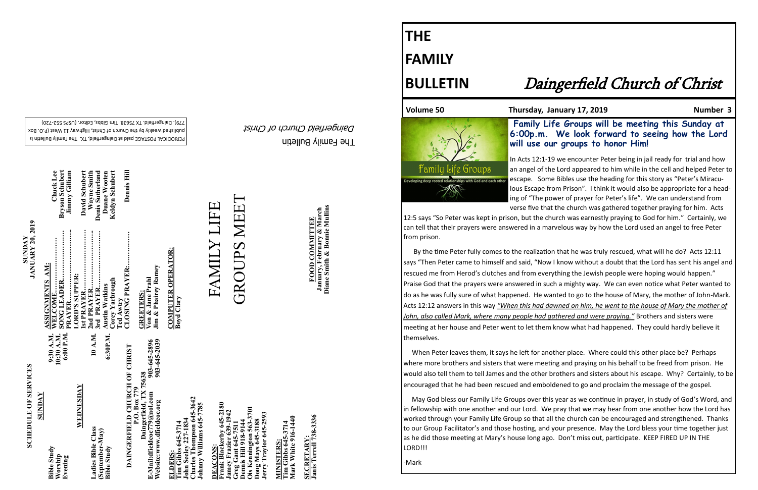# THE FAMILY BULLETIN

## Daingerfield Church of Christ

**Volume 50** | **Thursday, January 17, 2019** | **Number 3**

Family Life Groups — Developing deep rooted relationships with God and each other

**Family Life Groups will be meeting this Sunday at 6:00p.m. We look forward to seeing how the Lord will use our groups to honor Him!**

In Acts 12:1-19 we encounter Peter being in jail ready for trial and how an angel of the Lord appeared to him while in the cell and helped Peter to escape. Some Bibles use the heading for this story as "Peter's Miraculous Escape from Prison". I think it would also be appropriate for a heading of "The power of prayer for Peter's life". We can understand from verse five that the church was gathered together praying for him. Acts 12:5 says "So Peter was kept in prison, but the church was earnestly praying to God for him." Certainly, we can tell that their prayers were answered in a marvelous way by how the Lord used an angel to free Peter from prison.

By the time Peter fully comes to the realization that he was truly rescued, what will he do? Acts 12:11 says "Then Peter came to himself and said, "Now I know without a doubt that the Lord has sent his angel and rescued me from Herod's clutches and from everything the Jewish people were hoping would happen." Praise God that the prayers were answered in such a mighty way. We can even notice what Peter wanted to do as he was fully sure of what happened. He wanted to go to the house of Mary, the mother of John-Mark. Acts 12:12 answers in this way *"When this had dawned on him, he went to the house of Mary the mother of John, also called Mark, where many people had gathered and were praying."* Brothers and sisters were meeting at her house and Peter went to let them know what had happened. They could hardly believe it themselves.

When Peter leaves them, it says he left for another place. Where could this other place be? Perhaps where more brothers and sisters that were meeting and praying on his behalf to be freed from prison. He would also tell them to tell James and the other brothers and sisters about his escape. Why? Certainly, to be encouraged that he had been rescued and emboldened to go and proclaim the message of the gospel.

May God bless our Family Life Groups over this year as we continue in prayer, in study of God's Word, and in fellowship with one another and our Lord. We pray that we may hear from one another how the Lord has worked through your Family Life Group so that all the church can be encouraged and strengthened. Thanks to our Group Facilitator's and those hosting, and your presence. May the Lord bless your time together just as he did those meeting at Mary's house long ago. Don't miss out, participate. KEEP FIRED UP IN THE LORD!!!

-Mark

---

## SCHEDULE OF SERVICES

**SUNDAY**

| | |
|---|---|
| Bible Study | 9:30 A.M. |
| Worship | 10:30 A.M. |
| Evening | 6:00 P.M. |

**WEDNESDAY**

| | |
|---|---|
| Ladies Bible Class (September-May) | 10 A.M. |
| Bible Study | 6:30P.M. |

**DAINGERFIELD CHURCH OF CHRIST**
P.O. Box 779
Daingerfield, TX 75638
E-Mail:dfieldcoc779@aol.com 903-645-2896
Website:www.dfieldcoc.org 903-645-2039

**ELDERS:**
Tim Gibbs 645-3714
John Seeley 227-1834
Charles Thompson 645-3642
Johnny Williams 645-7785

**DEACONS:**
Frank Blackerby 645-2180
Jamey Frazier 639-1942
Greg Gant 645-7511
Dennis Hill 918-9144
Ois Kennington 563-3701
Doug Mays 645-3188
Jerry Traylor 645-2593

**MINISTERS:**
Tim Gibbs 645-3714
Mark White 916-1440

**SECRETARY:**
Janis Terrell 738-3336

## SUNDAY JANUARY 20, 2019

**ASSIGNMENTS AM:**

| | |
|---|---|
| WELCOME | Chuck Lee |
| SONG LEADER | Bryson Schubert |
| PRAYER | Jimmy Gilliam |
| LORD'S SUPPER: | |
| 1st PRAYER | David Schubert |
| 2nd PRAYER | Wayne Smith |
| 3rd PRAYER | Denis Sutherland |
| Austin Watkins | Duane Wooten |
| Corey Yarbrough | Keldyn Schubert |
| Ted Awtry | |
| CLOSING PRAYER | Dennis Hill |

**GREETERS:**
Von & Jane Prahl
Jim & Phairey Ramey

**COMPUTER OPERATOR:**
Boyd Clary

# FAMILY LIFE GROUPS MEET

**FOOD COMMITTEE**
January, February & March
Diane Smith & Bonnie Mullins

The Family Bulletin
*Daingerfield Church of Christ*

PERIODICAL POSTAGE paid at Daingerfield, TX. The Family Bulletin is published weekly by the Church of Christ, Highway 11 West (P.O. Box 779), Daingerfield, TX 75638. Tim Gibbs, Editor. (USPS 552-720)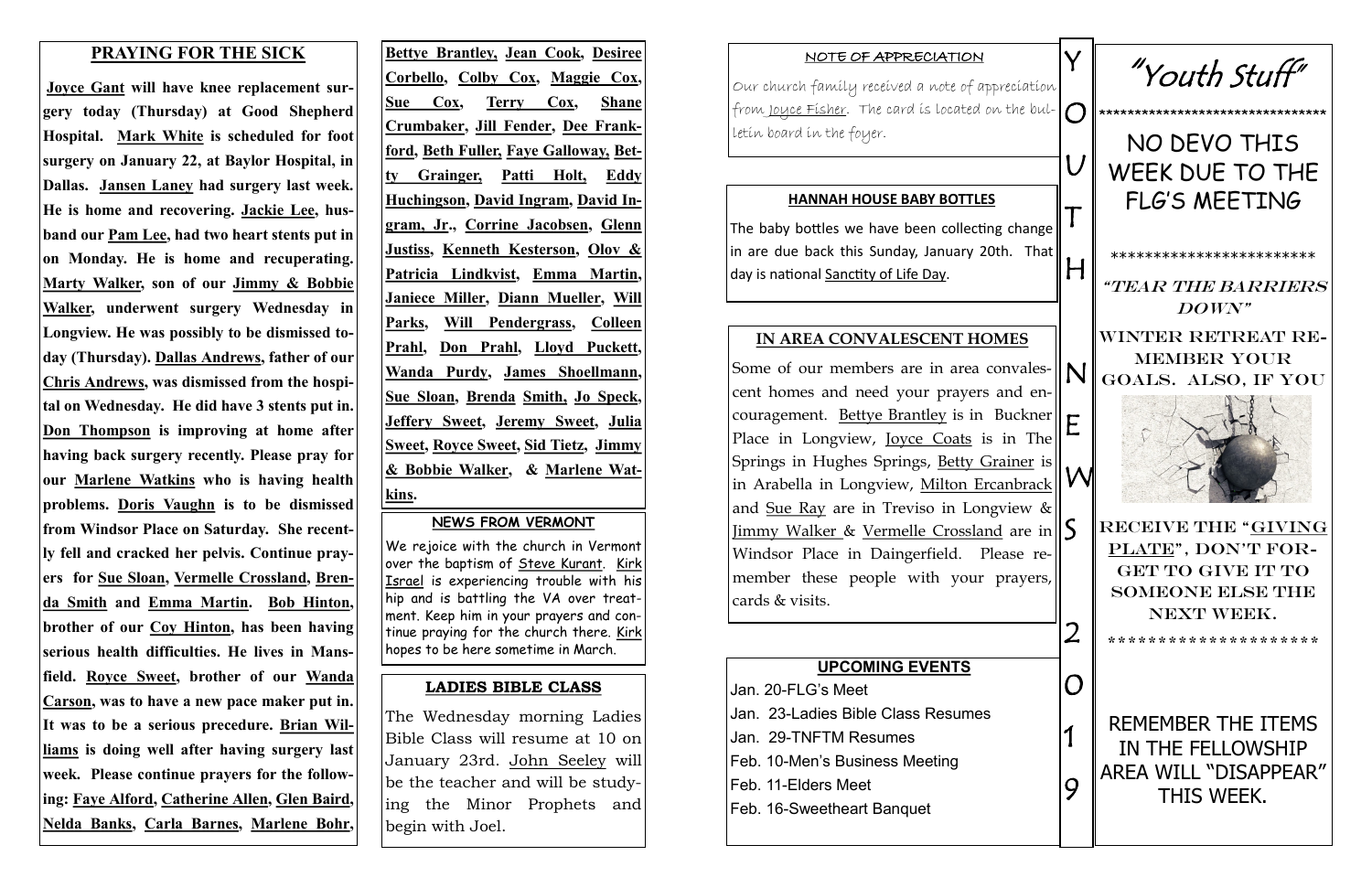## PRAYING FOR THE SICK

**Joyce Gant will have knee replacement surgery today (Thursday) at Good Shepherd Hospital. Mark White is scheduled for foot surgery on January 22, at Baylor Hospital, in Dallas. Jansen Laney had surgery last week. He is home and recovering. Jackie Lee, husband our Pam Lee, had two heart stents put in on Monday. He is home and recuperating. Marty Walker, son of our Jimmy & Bobbie Walker, underwent surgery Wednesday in Longview. He was possibly to be dismissed today (Thursday). Dallas Andrews, father of our Chris Andrews, was dismissed from the hospital on Wednesday. He did have 3 stents put in. Don Thompson is improving at home after having back surgery recently. Please pray for our Marlene Watkins who is having health problems. Doris Vaughn is to be dismissed from Windsor Place on Saturday. She recently fell and cracked her pelvis. Continue prayers for Sue Sloan, Vermelle Crossland, Brenda Smith and Emma Martin. Bob Hinton, brother of our Coy Hinton, has been having serious health difficulties. He lives in Mansfield. Royce Sweet, brother of our Wanda Carson, was to have a new pace maker put in. It was to be a serious precedure. Brian Williams is doing well after having surgery last week. Please continue prayers for the following: Faye Alford, Catherine Allen, Glen Baird, Nelda Banks, Carla Barnes, Marlene Bohr, Bettye Brantley, Jean Cook, Desiree Corbello, Colby Cox, Maggie Cox, Sue Cox, Terry Cox, Shane Crumbaker, Jill Fender, Dee Frankford, Beth Fuller, Faye Galloway, Betty Grainger, Patti Holt, Eddy Huchingson, David Ingram, David Ingram, Jr., Corrine Jacobsen, Glenn Justiss, Kenneth Kesterson, Olov & Patricia Lindkvist, Emma Martin, Janiece Miller, Diann Mueller, Will Parks, Will Pendergrass, Colleen Prahl, Don Prahl, Lloyd Puckett, Wanda Purdy, James Shoellmann, Sue Sloan, Brenda Smith, Jo Speck, Jeffery Sweet, Jeremy Sweet, Julia Sweet, Royce Sweet, Sid Tietz, Jimmy & Bobbie Walker, & Marlene Watkins.**

## NEWS FROM VERMONT

We rejoice with the church in Vermont over the baptism of Steve Kurant. Kirk Israel is experiencing trouble with his hip and is battling the VA over treatment. Keep him in your prayers and continue praying for the church there. Kirk hopes to be here sometime in March.

## LADIES BIBLE CLASS

The Wednesday morning Ladies Bible Class will resume at 10 on January 23rd. John Seeley will be the teacher and will be studying the Minor Prophets and begin with Joel.

## NOTE OF APPRECIATION

Our church family received a note of appreciation from Joyce Fisher. The card is located on the bulletin board in the foyer.

## HANNAH HOUSE BABY BOTTLES

The baby bottles we have been collecting change in are due back this Sunday, January 20th. That day is national Sanctity of Life Day.

## IN AREA CONVALESCENT HOMES

Some of our members are in area convalescent homes and need your prayers and encouragement. Bettye Brantley is in Buckner Place in Longview, Joyce Coats is in The Springs in Hughes Springs, Betty Grainer is in Arabella in Longview, Milton Ercanbrack and Sue Ray are in Treviso in Longview & Jimmy Walker & Vermelle Crossland are in Windsor Place in Daingerfield. Please remember these people with your prayers, cards & visits.

## UPCOMING EVENTS

Jan. 20-FLG's Meet
Jan. 23-Ladies Bible Class Resumes
Jan. 29-TNFTM Resumes
Feb. 10-Men's Business Meeting
Feb. 11-Elders Meet
Feb. 16-Sweetheart Banquet

YOUTH NEWS 2019

# "Youth Stuff"

**********************************

NO DEVO THIS WEEK DUE TO THE FLG'S MEETING

************************

*"TEAR THE BARRIERS DOWN"*

WINTER RETREAT REMEMBER YOUR GOALS. ALSO, IF YOU RECEIVE THE "GIVING PLATE", DON'T FORGET TO GIVE IT TO SOMEONE ELSE THE NEXT WEEK.

*********************

REMEMBER THE ITEMS IN THE FELLOWSHIP AREA WILL "DISAPPEAR" THIS WEEK.